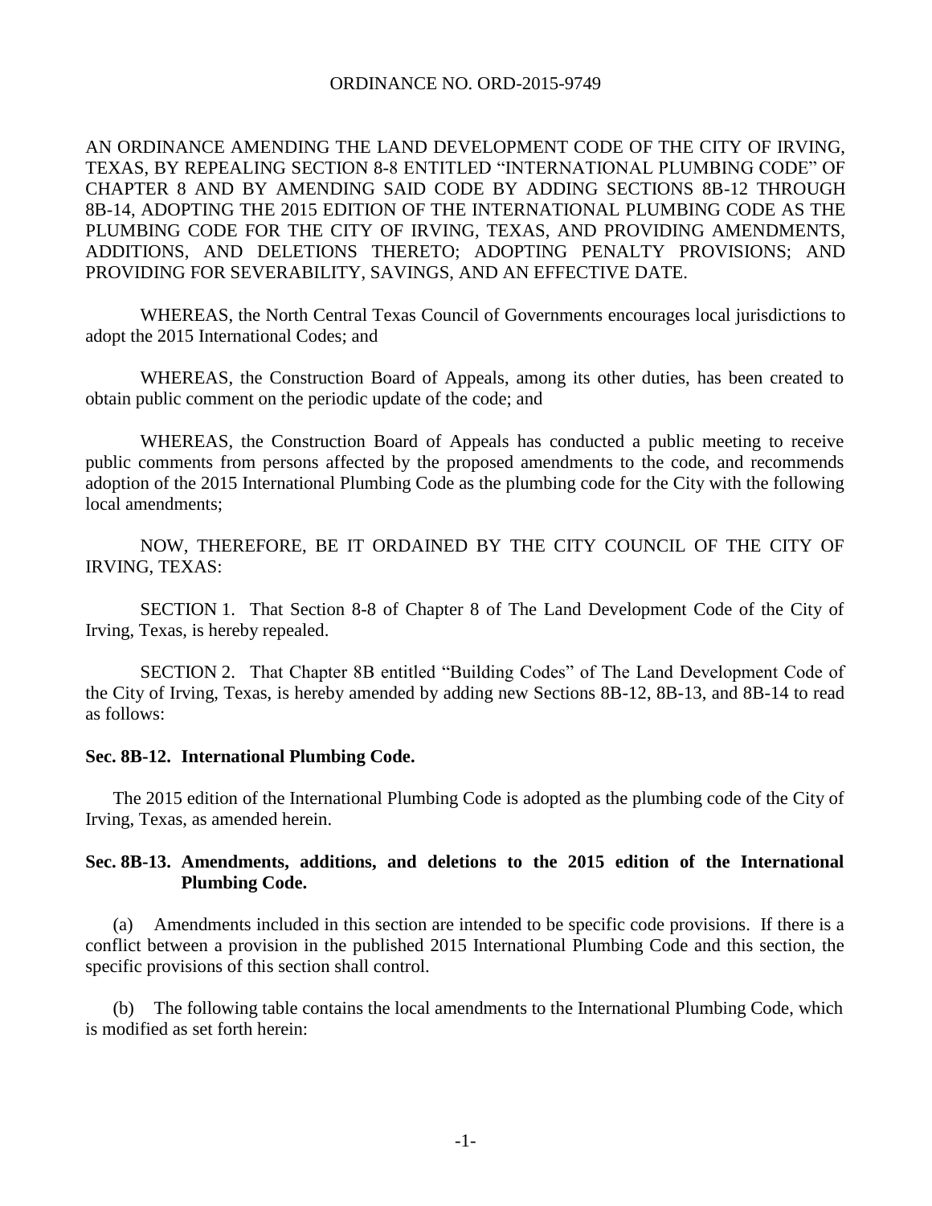ORDINANCE NO. ORD-2015-9749

AN ORDINANCE AMENDING THE LAND DEVELOPMENT CODE OF THE CITY OF IRVING, TEXAS, BY REPEALING SECTION 8-8 ENTITLED "INTERNATIONAL PLUMBING CODE" OF CHAPTER 8 AND BY AMENDING SAID CODE BY ADDING SECTIONS 8B-12 THROUGH 8B-14, ADOPTING THE 2015 EDITION OF THE INTERNATIONAL PLUMBING CODE AS THE PLUMBING CODE FOR THE CITY OF IRVING, TEXAS, AND PROVIDING AMENDMENTS, ADDITIONS, AND DELETIONS THERETO; ADOPTING PENALTY PROVISIONS; AND PROVIDING FOR SEVERABILITY, SAVINGS, AND AN EFFECTIVE DATE.

WHEREAS, the North Central Texas Council of Governments encourages local jurisdictions to adopt the 2015 International Codes; and

WHEREAS, the Construction Board of Appeals, among its other duties, has been created to obtain public comment on the periodic update of the code; and

WHEREAS, the Construction Board of Appeals has conducted a public meeting to receive public comments from persons affected by the proposed amendments to the code, and recommends adoption of the 2015 International Plumbing Code as the plumbing code for the City with the following local amendments;

NOW, THEREFORE, BE IT ORDAINED BY THE CITY COUNCIL OF THE CITY OF IRVING, TEXAS:

SECTION 1. That Section 8-8 of Chapter 8 of The Land Development Code of the City of Irving, Texas, is hereby repealed.

SECTION 2. That Chapter 8B entitled "Building Codes" of The Land Development Code of the City of Irving, Texas, is hereby amended by adding new Sections 8B-12, 8B-13, and 8B-14 to read as follows:

**Sec. 8B-12. International Plumbing Code.**

The 2015 edition of the International Plumbing Code is adopted as the plumbing code of the City of Irving, Texas, as amended herein.

**Sec. 8B-13. Amendments, additions, and deletions to the 2015 edition of the International Plumbing Code.**

(a) Amendments included in this section are intended to be specific code provisions. If there is a conflict between a provision in the published 2015 International Plumbing Code and this section, the specific provisions of this section shall control.

(b) The following table contains the local amendments to the International Plumbing Code, which is modified as set forth herein: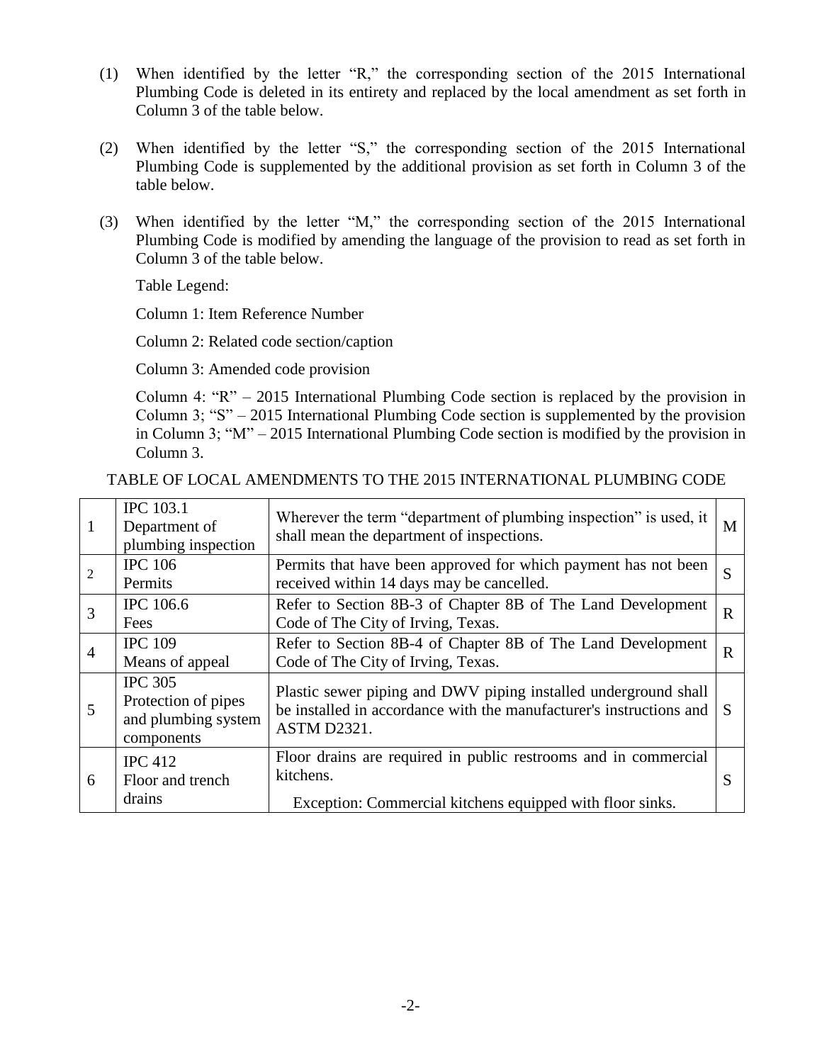(1) When identified by the letter "R," the corresponding section of the 2015 International Plumbing Code is deleted in its entirety and replaced by the local amendment as set forth in Column 3 of the table below.

(2) When identified by the letter "S," the corresponding section of the 2015 International Plumbing Code is supplemented by the additional provision as set forth in Column 3 of the table below.

(3) When identified by the letter "M," the corresponding section of the 2015 International Plumbing Code is modified by amending the language of the provision to read as set forth in Column 3 of the table below.

Table Legend:

Column 1: Item Reference Number

Column 2: Related code section/caption

Column 3: Amended code provision

Column 4: "R" – 2015 International Plumbing Code section is replaced by the provision in Column 3; "S" – 2015 International Plumbing Code section is supplemented by the provision in Column 3; "M" – 2015 International Plumbing Code section is modified by the provision in Column 3.

TABLE OF LOCAL AMENDMENTS TO THE 2015 INTERNATIONAL PLUMBING CODE

| | | | |
|---|---|---|---|
| 1 | IPC 103.1 Department of plumbing inspection | Wherever the term "department of plumbing inspection" is used, it shall mean the department of inspections. | M |
| 2 | IPC 106 Permits | Permits that have been approved for which payment has not been received within 14 days may be cancelled. | S |
| 3 | IPC 106.6 Fees | Refer to Section 8B-3 of Chapter 8B of The Land Development Code of The City of Irving, Texas. | R |
| 4 | IPC 109 Means of appeal | Refer to Section 8B-4 of Chapter 8B of The Land Development Code of The City of Irving, Texas. | R |
| 5 | IPC 305 Protection of pipes and plumbing system components | Plastic sewer piping and DWV piping installed underground shall be installed in accordance with the manufacturer's instructions and ASTM D2321. | S |
| 6 | IPC 412 Floor and trench drains | Floor drains are required in public restrooms and in commercial kitchens.<br><br>Exception: Commercial kitchens equipped with floor sinks. | S |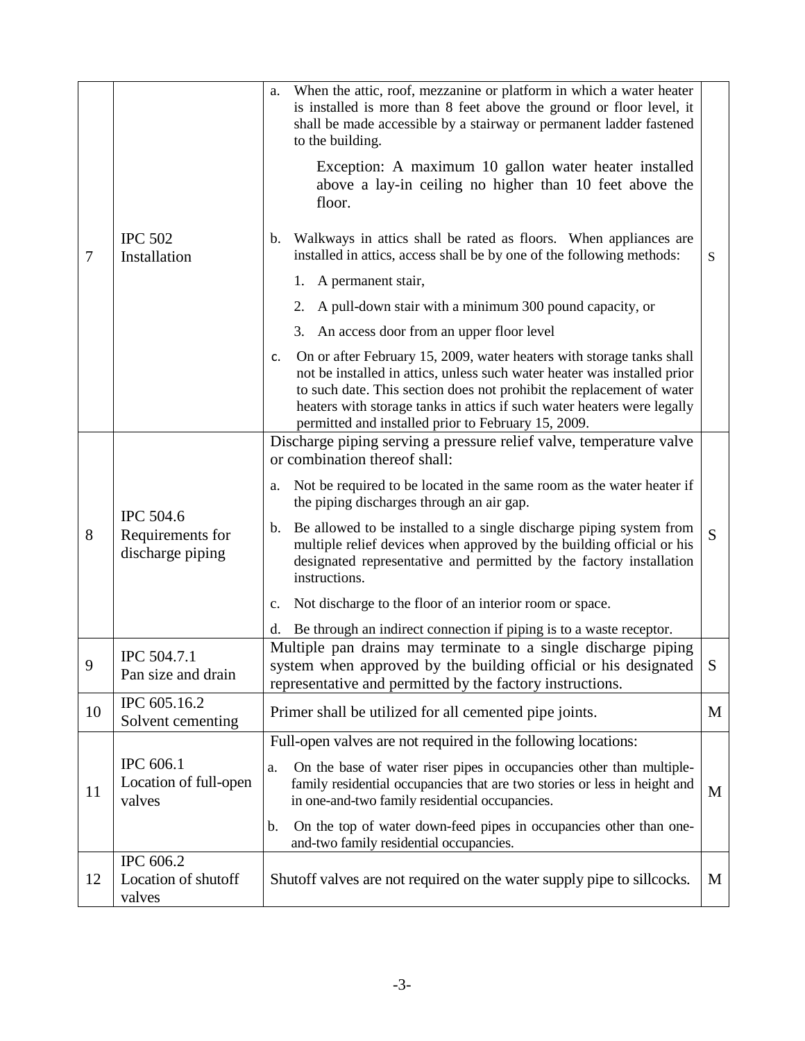| | | | |
|---|---|---|---|
| 7 | IPC 502 Installation | a. When the attic, roof, mezzanine or platform in which a water heater is installed is more than 8 feet above the ground or floor level, it shall be made accessible by a stairway or permanent ladder fastened to the building.<br><br>Exception: A maximum 10 gallon water heater installed above a lay-in ceiling no higher than 10 feet above the floor.<br><br>b. Walkways in attics shall be rated as floors. When appliances are installed in attics, access shall be by one of the following methods:<br><br>1. A permanent stair,<br><br>2. A pull-down stair with a minimum 300 pound capacity, or<br><br>3. An access door from an upper floor level<br><br>c. On or after February 15, 2009, water heaters with storage tanks shall not be installed in attics, unless such water heater was installed prior to such date. This section does not prohibit the replacement of water heaters with storage tanks in attics if such water heaters were legally permitted and installed prior to February 15, 2009. | S |
| 8 | IPC 504.6 Requirements for discharge piping | Discharge piping serving a pressure relief valve, temperature valve or combination thereof shall:<br><br>a. Not be required to be located in the same room as the water heater if the piping discharges through an air gap.<br><br>b. Be allowed to be installed to a single discharge piping system from multiple relief devices when approved by the building official or his designated representative and permitted by the factory installation instructions.<br><br>c. Not discharge to the floor of an interior room or space.<br><br>d. Be through an indirect connection if piping is to a waste receptor. | S |
| 9 | IPC 504.7.1 Pan size and drain | Multiple pan drains may terminate to a single discharge piping system when approved by the building official or his designated representative and permitted by the factory instructions. | S |
| 10 | IPC 605.16.2 Solvent cementing | Primer shall be utilized for all cemented pipe joints. | M |
| 11 | IPC 606.1 Location of full-open valves | Full-open valves are not required in the following locations:<br><br>a. On the base of water riser pipes in occupancies other than multiple-family residential occupancies that are two stories or less in height and in one-and-two family residential occupancies.<br><br>b. On the top of water down-feed pipes in occupancies other than one-and-two family residential occupancies. | M |
| 12 | IPC 606.2 Location of shutoff valves | Shutoff valves are not required on the water supply pipe to sillcocks. | M |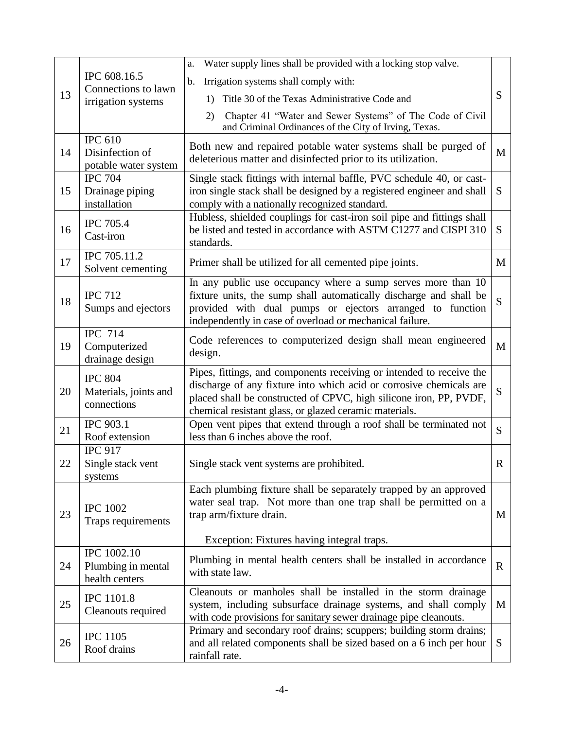| | | | |
|---|---|---|---|
| 13 | IPC 608.16.5 Connections to lawn irrigation systems | a. Water supply lines shall be provided with a locking stop valve.<br>b. Irrigation systems shall comply with:<br>1) Title 30 of the Texas Administrative Code and<br>2) Chapter 41 "Water and Sewer Systems" of The Code of Civil and Criminal Ordinances of the City of Irving, Texas. | S |
| 14 | IPC 610 Disinfection of potable water system | Both new and repaired potable water systems shall be purged of deleterious matter and disinfected prior to its utilization. | M |
| 15 | IPC 704 Drainage piping installation | Single stack fittings with internal baffle, PVC schedule 40, or cast-iron single stack shall be designed by a registered engineer and shall comply with a nationally recognized standard. | S |
| 16 | IPC 705.4 Cast-iron | Hubless, shielded couplings for cast-iron soil pipe and fittings shall be listed and tested in accordance with ASTM C1277 and CISPI 310 standards. | S |
| 17 | IPC 705.11.2 Solvent cementing | Primer shall be utilized for all cemented pipe joints. | M |
| 18 | IPC 712 Sumps and ejectors | In any public use occupancy where a sump serves more than 10 fixture units, the sump shall automatically discharge and shall be provided with dual pumps or ejectors arranged to function independently in case of overload or mechanical failure. | S |
| 19 | IPC 714 Computerized drainage design | Code references to computerized design shall mean engineered design. | M |
| 20 | IPC 804 Materials, joints and connections | Pipes, fittings, and components receiving or intended to receive the discharge of any fixture into which acid or corrosive chemicals are placed shall be constructed of CPVC, high silicone iron, PP, PVDF, chemical resistant glass, or glazed ceramic materials. | S |
| 21 | IPC 903.1 Roof extension | Open vent pipes that extend through a roof shall be terminated not less than 6 inches above the roof. | S |
| 22 | IPC 917 Single stack vent systems | Single stack vent systems are prohibited. | R |
| 23 | IPC 1002 Traps requirements | Each plumbing fixture shall be separately trapped by an approved water seal trap. Not more than one trap shall be permitted on a trap arm/fixture drain.<br><br>Exception: Fixtures having integral traps. | M |
| 24 | IPC 1002.10 Plumbing in mental health centers | Plumbing in mental health centers shall be installed in accordance with state law. | R |
| 25 | IPC 1101.8 Cleanouts required | Cleanouts or manholes shall be installed in the storm drainage system, including subsurface drainage systems, and shall comply with code provisions for sanitary sewer drainage pipe cleanouts. | M |
| 26 | IPC 1105 Roof drains | Primary and secondary roof drains; scuppers; building storm drains; and all related components shall be sized based on a 6 inch per hour rainfall rate. | S |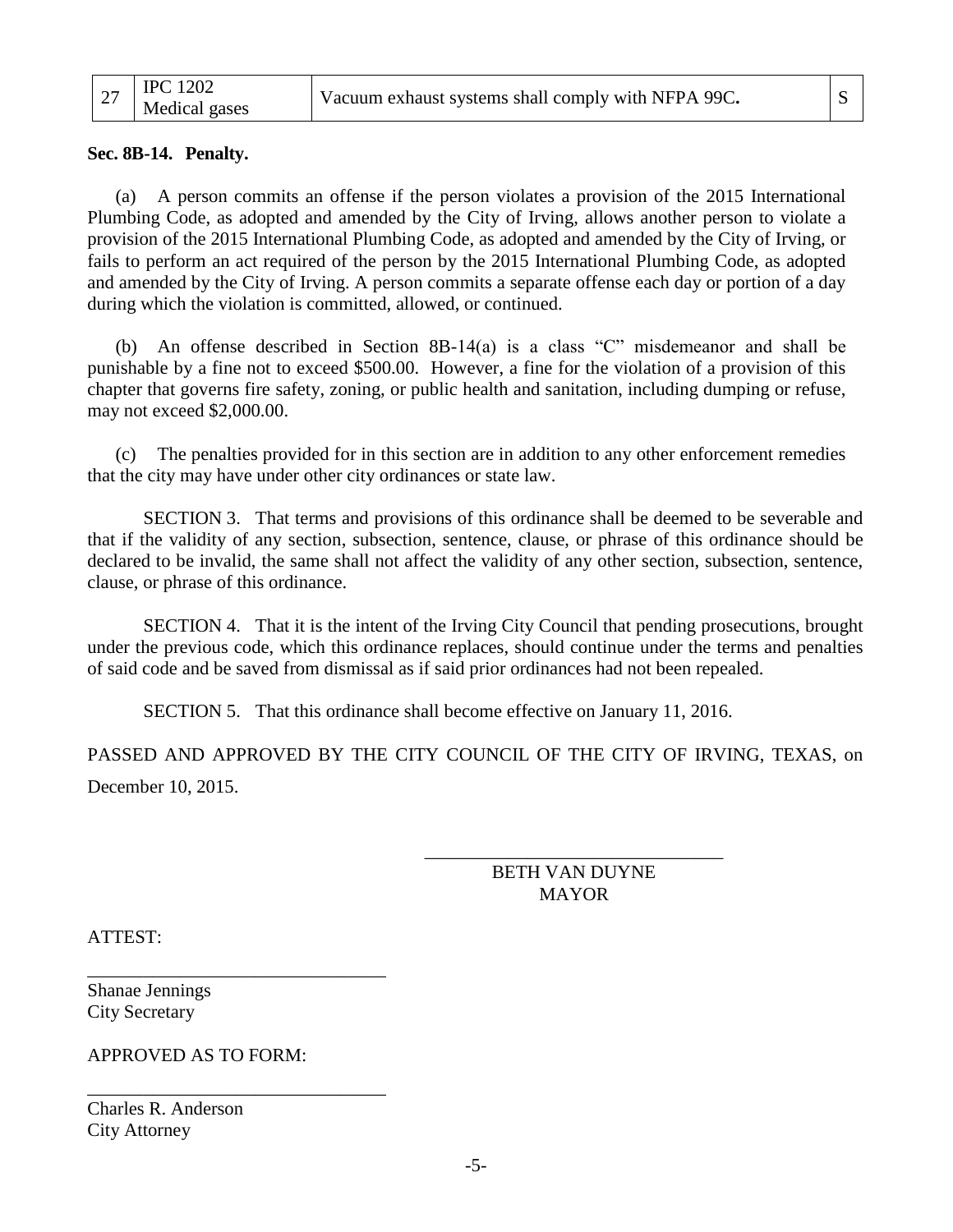| | | | |
|---|---|---|---|
| 27 | IPC 1202 Medical gases | Vacuum exhaust systems shall comply with NFPA 99C. | S |

**Sec. 8B-14. Penalty.**

(a) A person commits an offense if the person violates a provision of the 2015 International Plumbing Code, as adopted and amended by the City of Irving, allows another person to violate a provision of the 2015 International Plumbing Code, as adopted and amended by the City of Irving, or fails to perform an act required of the person by the 2015 International Plumbing Code, as adopted and amended by the City of Irving. A person commits a separate offense each day or portion of a day during which the violation is committed, allowed, or continued.

(b) An offense described in Section 8B-14(a) is a class "C" misdemeanor and shall be punishable by a fine not to exceed $500.00. However, a fine for the violation of a provision of this chapter that governs fire safety, zoning, or public health and sanitation, including dumping or refuse, may not exceed $2,000.00.

(c) The penalties provided for in this section are in addition to any other enforcement remedies that the city may have under other city ordinances or state law.

SECTION 3. That terms and provisions of this ordinance shall be deemed to be severable and that if the validity of any section, subsection, sentence, clause, or phrase of this ordinance should be declared to be invalid, the same shall not affect the validity of any other section, subsection, sentence, clause, or phrase of this ordinance.

SECTION 4. That it is the intent of the Irving City Council that pending prosecutions, brought under the previous code, which this ordinance replaces, should continue under the terms and penalties of said code and be saved from dismissal as if said prior ordinances had not been repealed.

SECTION 5. That this ordinance shall become effective on January 11, 2016.

PASSED AND APPROVED BY THE CITY COUNCIL OF THE CITY OF IRVING, TEXAS, on December 10, 2015.

\_\_\_\_\_\_\_\_\_\_\_\_\_\_\_\_\_\_\_\_\_\_\_\_\_\_\_\_\_\_\_\_

BETH VAN DUYNE
MAYOR

ATTEST:

\_\_\_\_\_\_\_\_\_\_\_\_\_\_\_\_\_\_\_\_\_\_\_\_\_\_\_\_\_\_\_\_

Shanae Jennings
City Secretary

APPROVED AS TO FORM:

\_\_\_\_\_\_\_\_\_\_\_\_\_\_\_\_\_\_\_\_\_\_\_\_\_\_\_\_\_\_\_\_

Charles R. Anderson
City Attorney